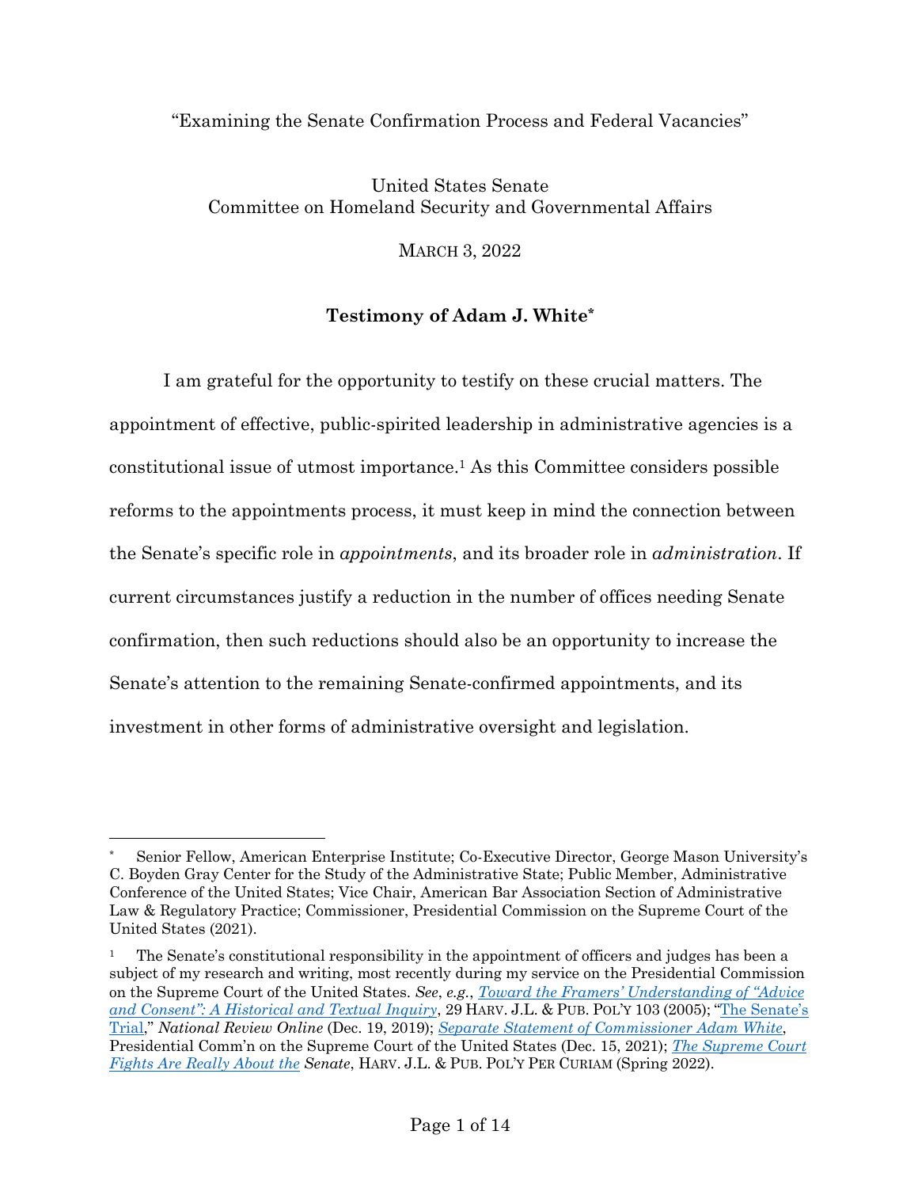"Examining the Senate Confirmation Process and Federal Vacancies"

United States Senate
Committee on Homeland Security and Governmental Affairs

MARCH 3, 2022

**Testimony of Adam J. White***

I am grateful for the opportunity to testify on these crucial matters. The appointment of effective, public-spirited leadership in administrative agencies is a constitutional issue of utmost importance.[1] As this Committee considers possible reforms to the appointments process, it must keep in mind the connection between the Senate's specific role in *appointments*, and its broader role in *administration*. If current circumstances justify a reduction in the number of offices needing Senate confirmation, then such reductions should also be an opportunity to increase the Senate's attention to the remaining Senate-confirmed appointments, and its investment in other forms of administrative oversight and legislation.

---

\* Senior Fellow, American Enterprise Institute; Co-Executive Director, George Mason University's C. Boyden Gray Center for the Study of the Administrative State; Public Member, Administrative Conference of the United States; Vice Chair, American Bar Association Section of Administrative Law & Regulatory Practice; Commissioner, Presidential Commission on the Supreme Court of the United States (2021).

[1] The Senate's constitutional responsibility in the appointment of officers and judges has been a subject of my research and writing, most recently during my service on the Presidential Commission on the Supreme Court of the United States. *See*, *e.g.*, *Toward the Framers' Understanding of "Advice and Consent": A Historical and Textual Inquiry*, 29 HARV. J.L. & PUB. POL'Y 103 (2005); "The Senate's Trial," *National Review Online* (Dec. 19, 2019); *Separate Statement of Commissioner Adam White*, Presidential Comm'n on the Supreme Court of the United States (Dec. 15, 2021); *The Supreme Court Fights Are Really About the Senate*, HARV. J.L. & PUB. POL'Y PER CURIAM (Spring 2022).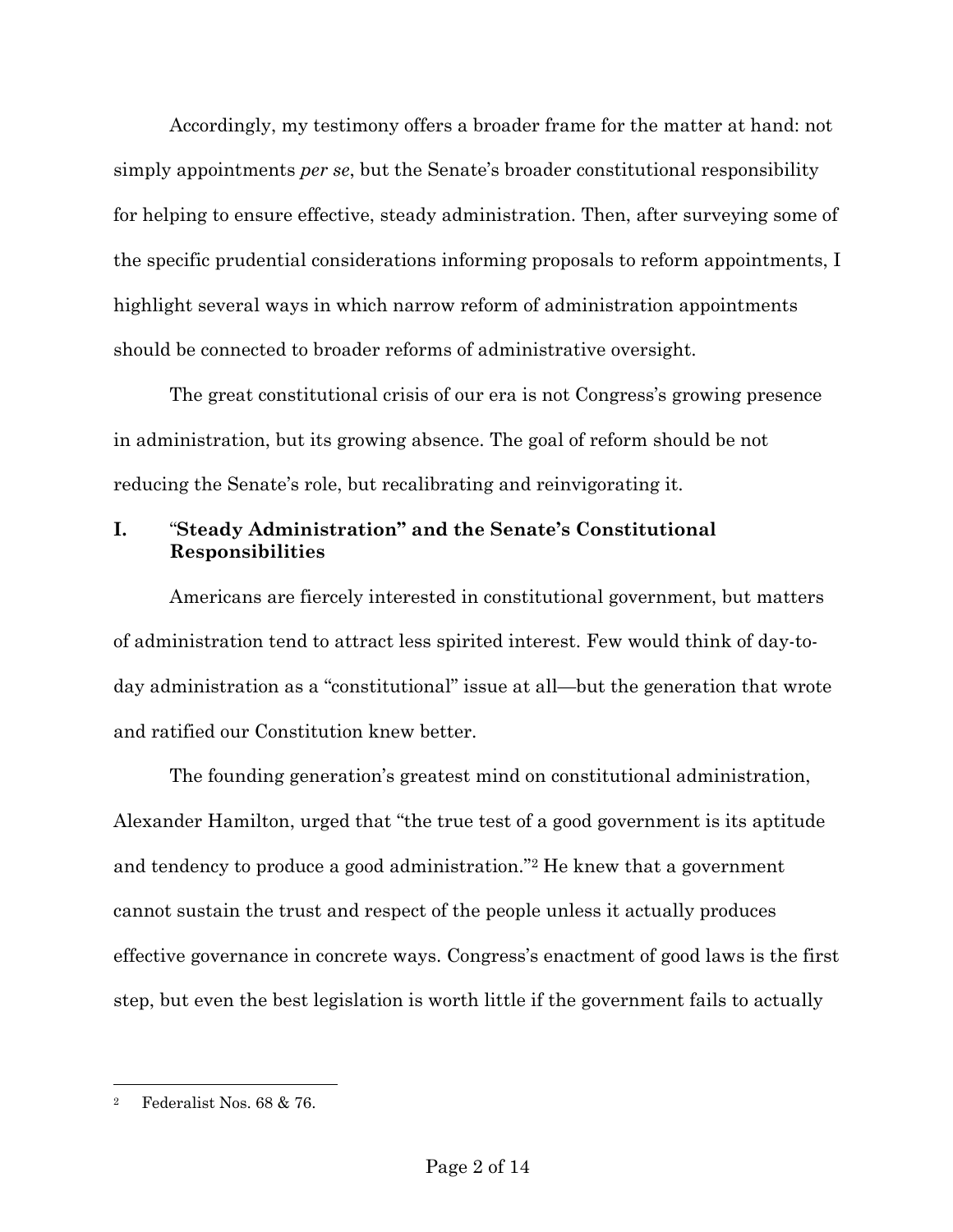Accordingly, my testimony offers a broader frame for the matter at hand: not simply appointments *per se*, but the Senate's broader constitutional responsibility for helping to ensure effective, steady administration. Then, after surveying some of the specific prudential considerations informing proposals to reform appointments, I highlight several ways in which narrow reform of administration appointments should be connected to broader reforms of administrative oversight.

The great constitutional crisis of our era is not Congress's growing presence in administration, but its growing absence. The goal of reform should be not reducing the Senate's role, but recalibrating and reinvigorating it.

## I. "Steady Administration" and the Senate's Constitutional Responsibilities

Americans are fiercely interested in constitutional government, but matters of administration tend to attract less spirited interest. Few would think of day-to-day administration as a "constitutional" issue at all—but the generation that wrote and ratified our Constitution knew better.

The founding generation's greatest mind on constitutional administration, Alexander Hamilton, urged that "the true test of a good government is its aptitude and tendency to produce a good administration."[2] He knew that a government cannot sustain the trust and respect of the people unless it actually produces effective governance in concrete ways. Congress's enactment of good laws is the first step, but even the best legislation is worth little if the government fails to actually

---

[2] Federalist Nos. 68 & 76.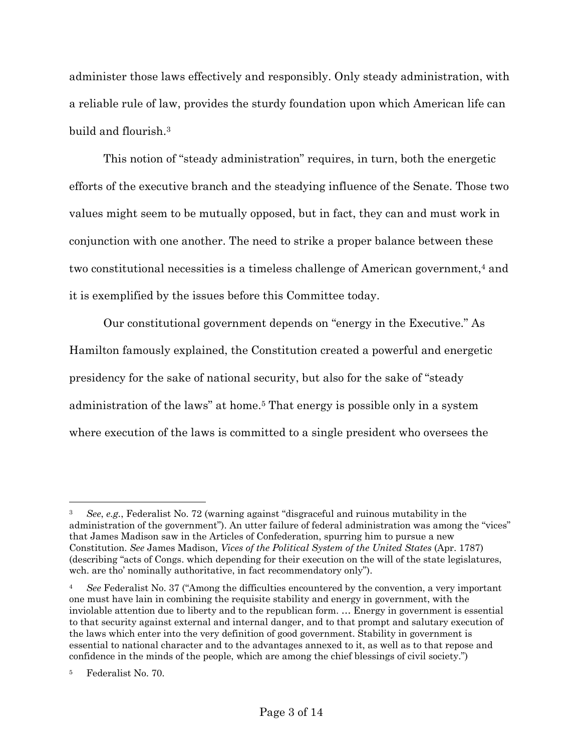administer those laws effectively and responsibly. Only steady administration, with a reliable rule of law, provides the sturdy foundation upon which American life can build and flourish.[3]

This notion of "steady administration" requires, in turn, both the energetic efforts of the executive branch and the steadying influence of the Senate. Those two values might seem to be mutually opposed, but in fact, they can and must work in conjunction with one another. The need to strike a proper balance between these two constitutional necessities is a timeless challenge of American government,[4] and it is exemplified by the issues before this Committee today.

Our constitutional government depends on "energy in the Executive." As Hamilton famously explained, the Constitution created a powerful and energetic presidency for the sake of national security, but also for the sake of "steady administration of the laws" at home.[5] That energy is possible only in a system where execution of the laws is committed to a single president who oversees the

---

[3] *See*, *e.g.*, Federalist No. 72 (warning against "disgraceful and ruinous mutability in the administration of the government"). An utter failure of federal administration was among the "vices" that James Madison saw in the Articles of Confederation, spurring him to pursue a new Constitution. *See* James Madison, *Vices of the Political System of the United States* (Apr. 1787) (describing "acts of Congs. which depending for their execution on the will of the state legislatures, wch. are tho' nominally authoritative, in fact recommendatory only").

[4] *See* Federalist No. 37 ("Among the difficulties encountered by the convention, a very important one must have lain in combining the requisite stability and energy in government, with the inviolable attention due to liberty and to the republican form. … Energy in government is essential to that security against external and internal danger, and to that prompt and salutary execution of the laws which enter into the very definition of good government. Stability in government is essential to national character and to the advantages annexed to it, as well as to that repose and confidence in the minds of the people, which are among the chief blessings of civil society.")

[5] Federalist No. 70.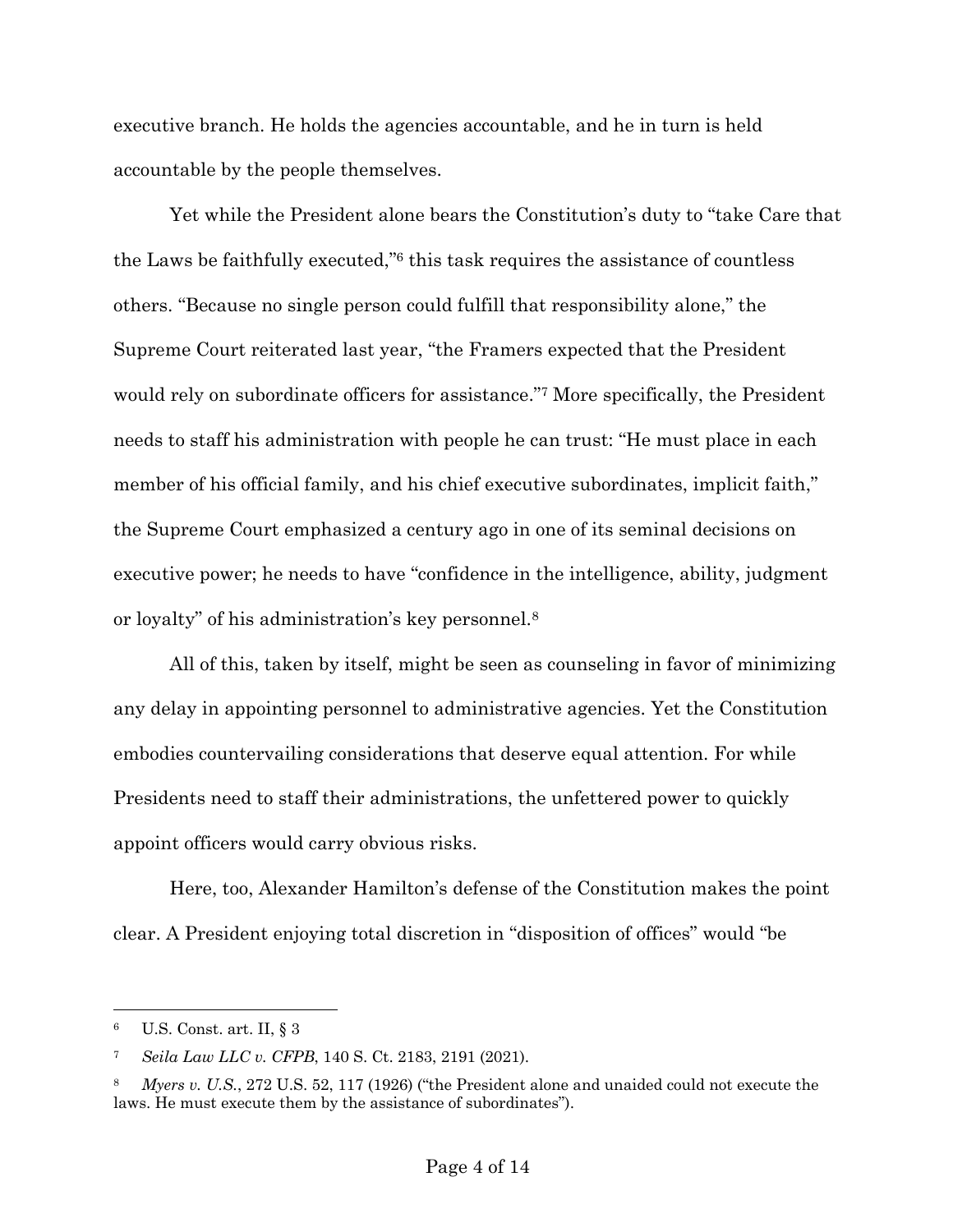executive branch. He holds the agencies accountable, and he in turn is held accountable by the people themselves.

Yet while the President alone bears the Constitution's duty to "take Care that the Laws be faithfully executed,"[6] this task requires the assistance of countless others. "Because no single person could fulfill that responsibility alone," the Supreme Court reiterated last year, "the Framers expected that the President would rely on subordinate officers for assistance."[7] More specifically, the President needs to staff his administration with people he can trust: "He must place in each member of his official family, and his chief executive subordinates, implicit faith," the Supreme Court emphasized a century ago in one of its seminal decisions on executive power; he needs to have "confidence in the intelligence, ability, judgment or loyalty" of his administration's key personnel.[8]

All of this, taken by itself, might be seen as counseling in favor of minimizing any delay in appointing personnel to administrative agencies. Yet the Constitution embodies countervailing considerations that deserve equal attention. For while Presidents need to staff their administrations, the unfettered power to quickly appoint officers would carry obvious risks.

Here, too, Alexander Hamilton's defense of the Constitution makes the point clear. A President enjoying total discretion in "disposition of offices" would "be

---

[6] U.S. Const. art. II, § 3

[7] *Seila Law LLC v. CFPB*, 140 S. Ct. 2183, 2191 (2021).

[8] *Myers v. U.S.*, 272 U.S. 52, 117 (1926) ("the President alone and unaided could not execute the laws. He must execute them by the assistance of subordinates").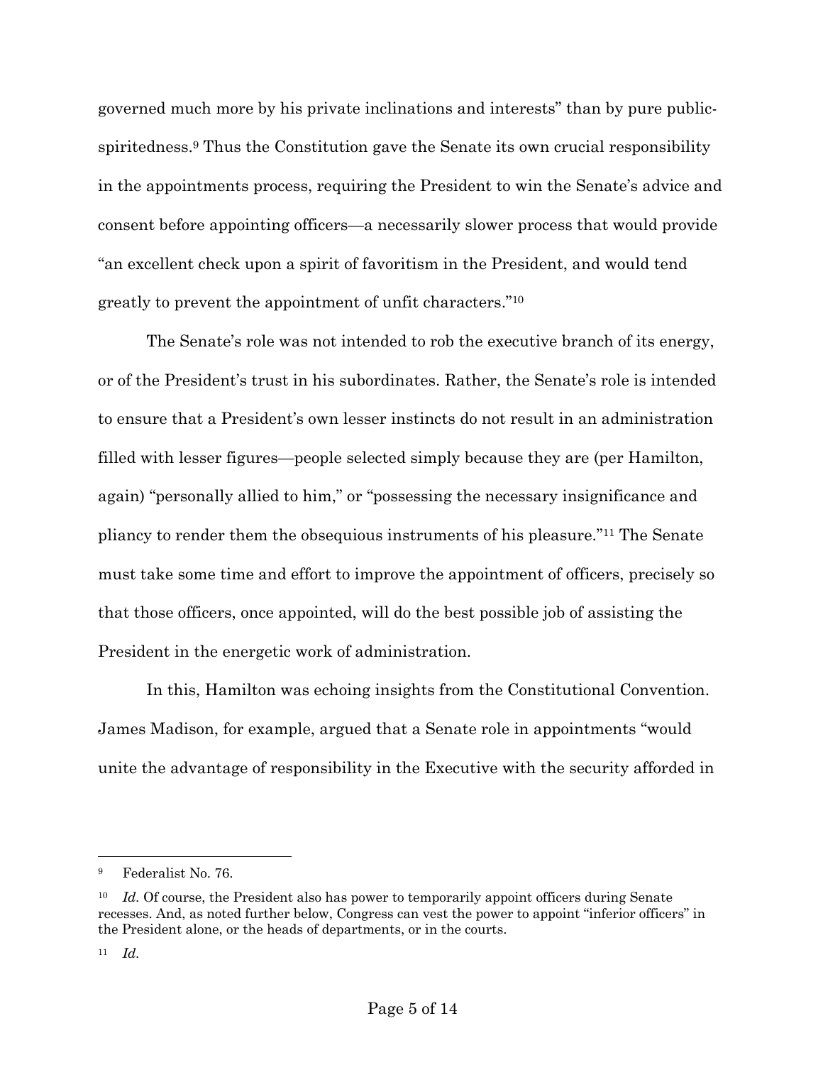governed much more by his private inclinations and interests" than by pure public-spiritedness.[9] Thus the Constitution gave the Senate its own crucial responsibility in the appointments process, requiring the President to win the Senate's advice and consent before appointing officers—a necessarily slower process that would provide "an excellent check upon a spirit of favoritism in the President, and would tend greatly to prevent the appointment of unfit characters."[10]

The Senate's role was not intended to rob the executive branch of its energy, or of the President's trust in his subordinates. Rather, the Senate's role is intended to ensure that a President's own lesser instincts do not result in an administration filled with lesser figures—people selected simply because they are (per Hamilton, again) "personally allied to him," or "possessing the necessary insignificance and pliancy to render them the obsequious instruments of his pleasure."[11] The Senate must take some time and effort to improve the appointment of officers, precisely so that those officers, once appointed, will do the best possible job of assisting the President in the energetic work of administration.

In this, Hamilton was echoing insights from the Constitutional Convention. James Madison, for example, argued that a Senate role in appointments "would unite the advantage of responsibility in the Executive with the security afforded in

---

[9] Federalist No. 76.

[10] *Id.* Of course, the President also has power to temporarily appoint officers during Senate recesses. And, as noted further below, Congress can vest the power to appoint "inferior officers" in the President alone, or the heads of departments, or in the courts.

[11] *Id.*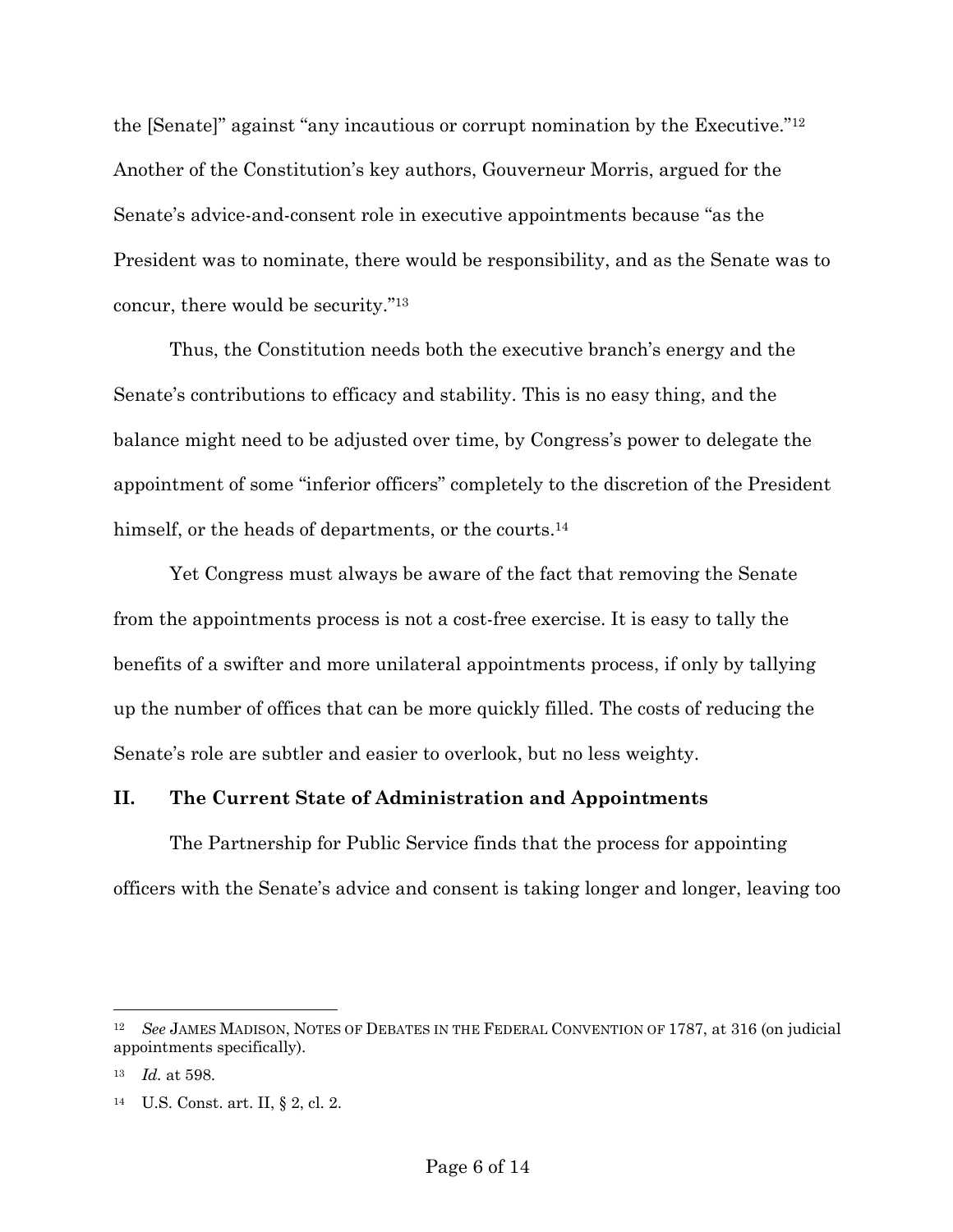the [Senate]" against "any incautious or corrupt nomination by the Executive."[12] Another of the Constitution's key authors, Gouverneur Morris, argued for the Senate's advice-and-consent role in executive appointments because "as the President was to nominate, there would be responsibility, and as the Senate was to concur, there would be security."[13]

Thus, the Constitution needs both the executive branch's energy and the Senate's contributions to efficacy and stability. This is no easy thing, and the balance might need to be adjusted over time, by Congress's power to delegate the appointment of some "inferior officers" completely to the discretion of the President himself, or the heads of departments, or the courts.[14]

Yet Congress must always be aware of the fact that removing the Senate from the appointments process is not a cost-free exercise. It is easy to tally the benefits of a swifter and more unilateral appointments process, if only by tallying up the number of offices that can be more quickly filled. The costs of reducing the Senate's role are subtler and easier to overlook, but no less weighty.

## II. The Current State of Administration and Appointments

The Partnership for Public Service finds that the process for appointing officers with the Senate's advice and consent is taking longer and longer, leaving too

---

[12] *See* JAMES MADISON, NOTES OF DEBATES IN THE FEDERAL CONVENTION OF 1787, at 316 (on judicial appointments specifically).

[13] *Id.* at 598.

[14] U.S. Const. art. II, § 2, cl. 2.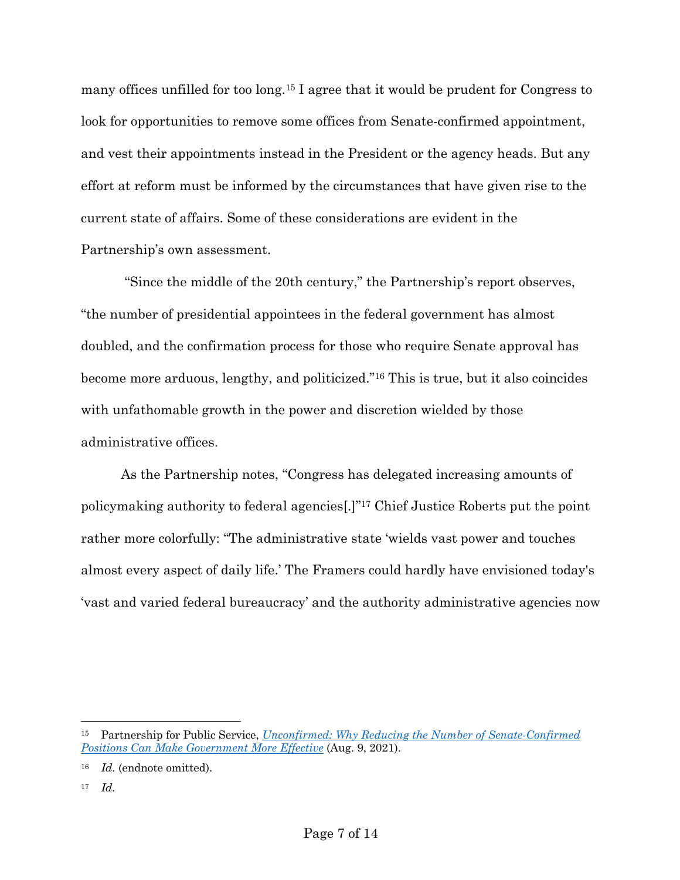many offices unfilled for too long.[15] I agree that it would be prudent for Congress to look for opportunities to remove some offices from Senate-confirmed appointment, and vest their appointments instead in the President or the agency heads. But any effort at reform must be informed by the circumstances that have given rise to the current state of affairs. Some of these considerations are evident in the Partnership's own assessment.

"Since the middle of the 20th century," the Partnership's report observes, "the number of presidential appointees in the federal government has almost doubled, and the confirmation process for those who require Senate approval has become more arduous, lengthy, and politicized."[16] This is true, but it also coincides with unfathomable growth in the power and discretion wielded by those administrative offices.

As the Partnership notes, "Congress has delegated increasing amounts of policymaking authority to federal agencies[.]"[17] Chief Justice Roberts put the point rather more colorfully: "The administrative state 'wields vast power and touches almost every aspect of daily life.' The Framers could hardly have envisioned today's 'vast and varied federal bureaucracy' and the authority administrative agencies now

---

[15] Partnership for Public Service, *Unconfirmed: Why Reducing the Number of Senate-Confirmed Positions Can Make Government More Effective* (Aug. 9, 2021).

[16] *Id.* (endnote omitted).

[17] *Id.*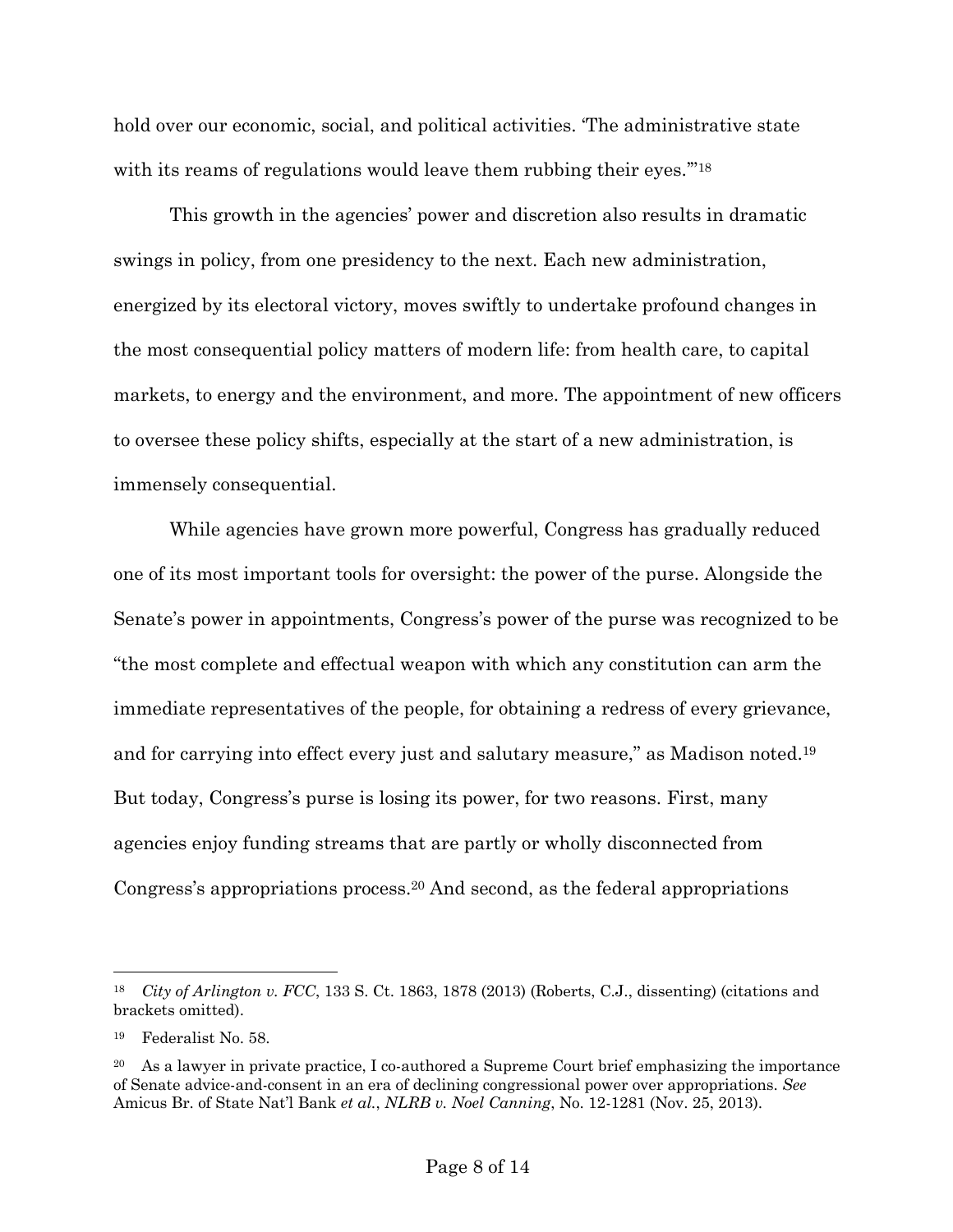hold over our economic, social, and political activities. 'The administrative state with its reams of regulations would leave them rubbing their eyes.'"[18]

This growth in the agencies' power and discretion also results in dramatic swings in policy, from one presidency to the next. Each new administration, energized by its electoral victory, moves swiftly to undertake profound changes in the most consequential policy matters of modern life: from health care, to capital markets, to energy and the environment, and more. The appointment of new officers to oversee these policy shifts, especially at the start of a new administration, is immensely consequential.

While agencies have grown more powerful, Congress has gradually reduced one of its most important tools for oversight: the power of the purse. Alongside the Senate's power in appointments, Congress's power of the purse was recognized to be "the most complete and effectual weapon with which any constitution can arm the immediate representatives of the people, for obtaining a redress of every grievance, and for carrying into effect every just and salutary measure," as Madison noted.[19] But today, Congress's purse is losing its power, for two reasons. First, many agencies enjoy funding streams that are partly or wholly disconnected from Congress's appropriations process.[20] And second, as the federal appropriations

---

[18] *City of Arlington v. FCC*, 133 S. Ct. 1863, 1878 (2013) (Roberts, C.J., dissenting) (citations and brackets omitted).

[19] Federalist No. 58.

[20] As a lawyer in private practice, I co-authored a Supreme Court brief emphasizing the importance of Senate advice-and-consent in an era of declining congressional power over appropriations. *See* Amicus Br. of State Nat'l Bank *et al.*, *NLRB v. Noel Canning*, No. 12-1281 (Nov. 25, 2013).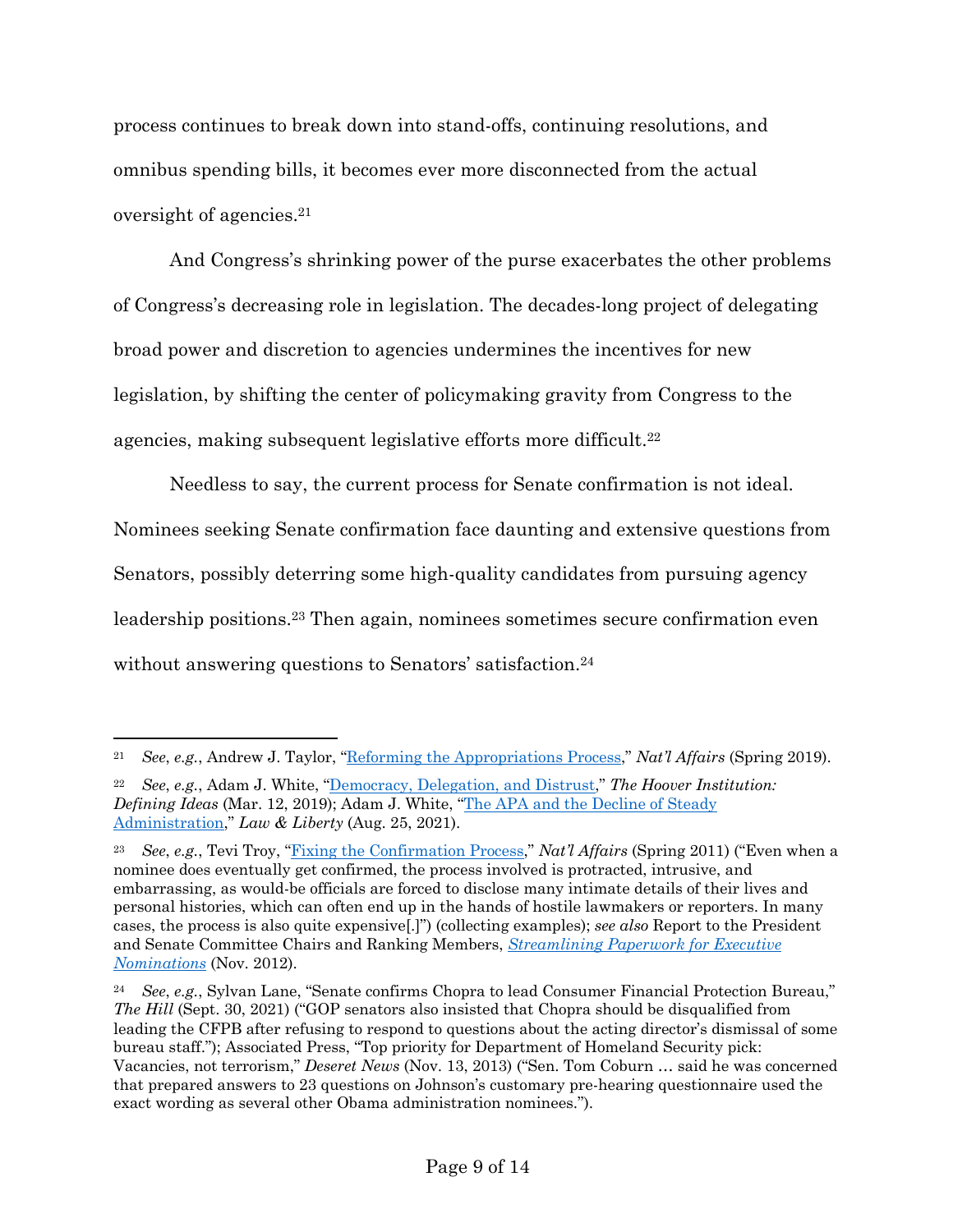process continues to break down into stand-offs, continuing resolutions, and omnibus spending bills, it becomes ever more disconnected from the actual oversight of agencies.[21]

And Congress's shrinking power of the purse exacerbates the other problems of Congress's decreasing role in legislation. The decades-long project of delegating broad power and discretion to agencies undermines the incentives for new legislation, by shifting the center of policymaking gravity from Congress to the agencies, making subsequent legislative efforts more difficult.[22]

Needless to say, the current process for Senate confirmation is not ideal. Nominees seeking Senate confirmation face daunting and extensive questions from Senators, possibly deterring some high-quality candidates from pursuing agency leadership positions.[23] Then again, nominees sometimes secure confirmation even without answering questions to Senators' satisfaction.[24]

---

[21] *See*, *e.g.*, Andrew J. Taylor, "Reforming the Appropriations Process," *Nat'l Affairs* (Spring 2019).

[22] *See*, *e.g.*, Adam J. White, "Democracy, Delegation, and Distrust," *The Hoover Institution: Defining Ideas* (Mar. 12, 2019); Adam J. White, "The APA and the Decline of Steady Administration," *Law & Liberty* (Aug. 25, 2021).

[23] *See*, *e.g.*, Tevi Troy, "Fixing the Confirmation Process," *Nat'l Affairs* (Spring 2011) ("Even when a nominee does eventually get confirmed, the process involved is protracted, intrusive, and embarrassing, as would-be officials are forced to disclose many intimate details of their lives and personal histories, which can often end up in the hands of hostile lawmakers or reporters. In many cases, the process is also quite expensive[.]") (collecting examples); *see also* Report to the President and Senate Committee Chairs and Ranking Members, *Streamlining Paperwork for Executive Nominations* (Nov. 2012).

[24] *See*, *e.g.*, Sylvan Lane, "Senate confirms Chopra to lead Consumer Financial Protection Bureau," *The Hill* (Sept. 30, 2021) ("GOP senators also insisted that Chopra should be disqualified from leading the CFPB after refusing to respond to questions about the acting director's dismissal of some bureau staff."); Associated Press, "Top priority for Department of Homeland Security pick: Vacancies, not terrorism," *Deseret News* (Nov. 13, 2013) ("Sen. Tom Coburn … said he was concerned that prepared answers to 23 questions on Johnson's customary pre-hearing questionnaire used the exact wording as several other Obama administration nominees.").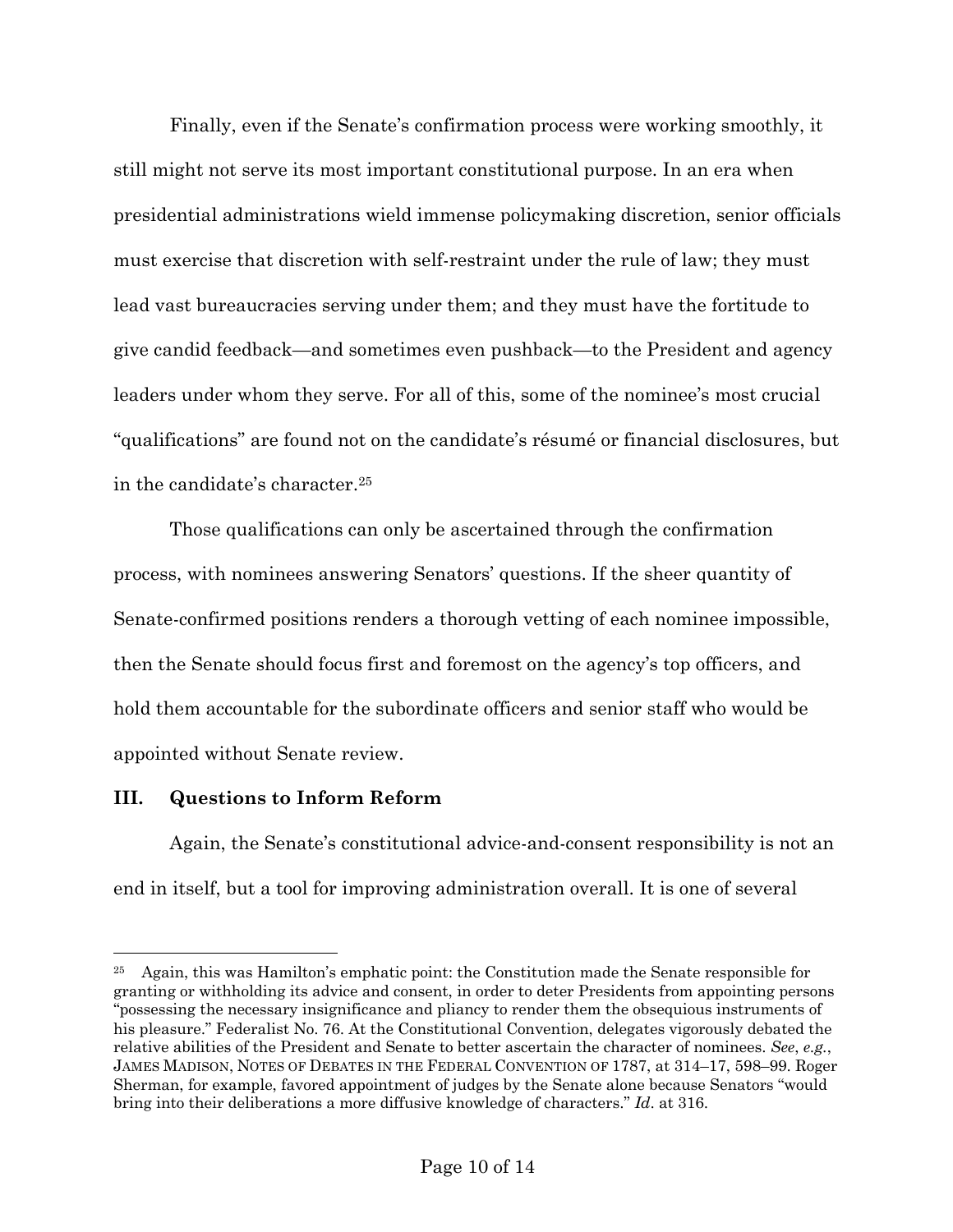Finally, even if the Senate's confirmation process were working smoothly, it still might not serve its most important constitutional purpose. In an era when presidential administrations wield immense policymaking discretion, senior officials must exercise that discretion with self-restraint under the rule of law; they must lead vast bureaucracies serving under them; and they must have the fortitude to give candid feedback—and sometimes even pushback—to the President and agency leaders under whom they serve. For all of this, some of the nominee's most crucial "qualifications" are found not on the candidate's résumé or financial disclosures, but in the candidate's character.[25]

Those qualifications can only be ascertained through the confirmation process, with nominees answering Senators' questions. If the sheer quantity of Senate-confirmed positions renders a thorough vetting of each nominee impossible, then the Senate should focus first and foremost on the agency's top officers, and hold them accountable for the subordinate officers and senior staff who would be appointed without Senate review.

## III. Questions to Inform Reform

Again, the Senate's constitutional advice-and-consent responsibility is not an end in itself, but a tool for improving administration overall. It is one of several

---

[25] Again, this was Hamilton's emphatic point: the Constitution made the Senate responsible for granting or withholding its advice and consent, in order to deter Presidents from appointing persons "possessing the necessary insignificance and pliancy to render them the obsequious instruments of his pleasure." Federalist No. 76. At the Constitutional Convention, delegates vigorously debated the relative abilities of the President and Senate to better ascertain the character of nominees. *See*, *e.g.*, JAMES MADISON, NOTES OF DEBATES IN THE FEDERAL CONVENTION OF 1787, at 314–17, 598–99. Roger Sherman, for example, favored appointment of judges by the Senate alone because Senators "would bring into their deliberations a more diffusive knowledge of characters." *Id*. at 316.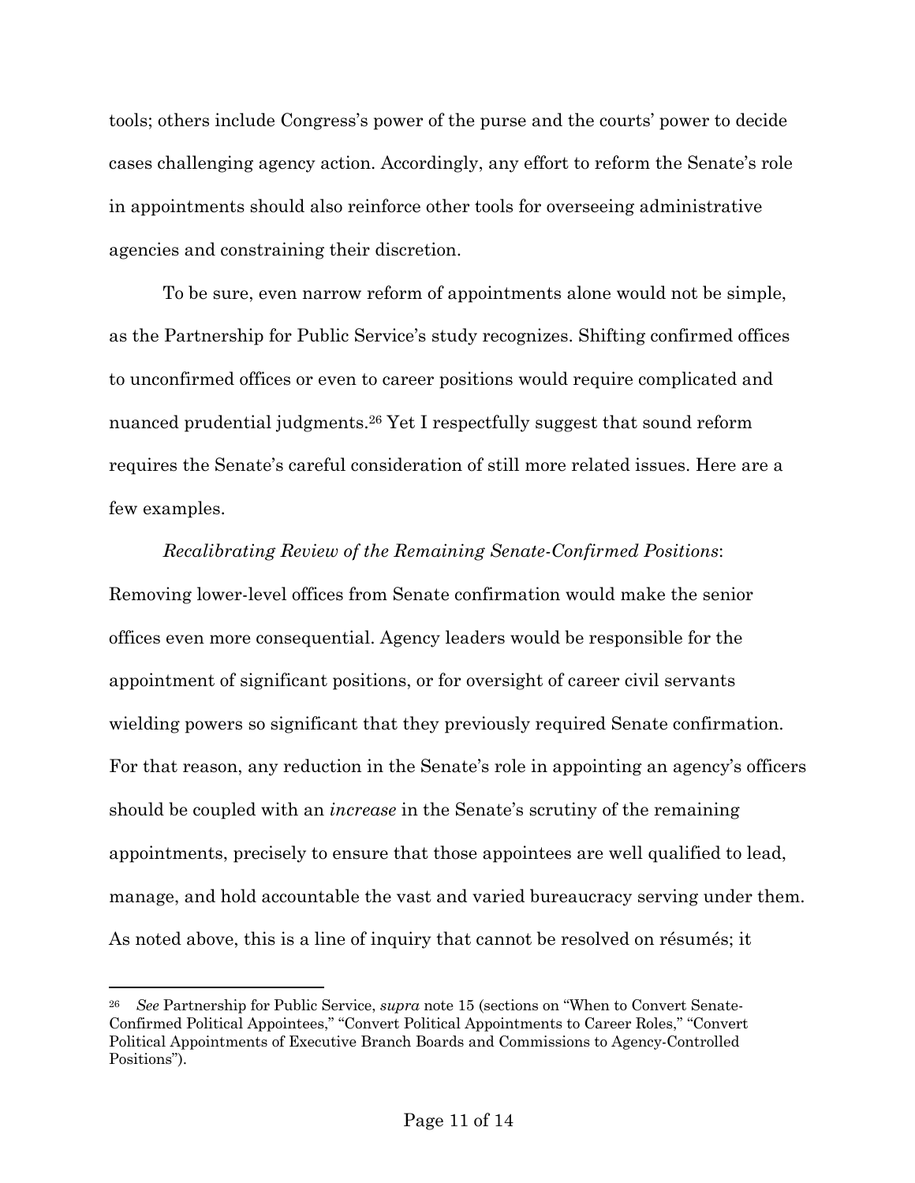tools; others include Congress's power of the purse and the courts' power to decide cases challenging agency action. Accordingly, any effort to reform the Senate's role in appointments should also reinforce other tools for overseeing administrative agencies and constraining their discretion.

To be sure, even narrow reform of appointments alone would not be simple, as the Partnership for Public Service's study recognizes. Shifting confirmed offices to unconfirmed offices or even to career positions would require complicated and nuanced prudential judgments.[26] Yet I respectfully suggest that sound reform requires the Senate's careful consideration of still more related issues. Here are a few examples.

*Recalibrating Review of the Remaining Senate-Confirmed Positions*: Removing lower-level offices from Senate confirmation would make the senior offices even more consequential. Agency leaders would be responsible for the appointment of significant positions, or for oversight of career civil servants wielding powers so significant that they previously required Senate confirmation. For that reason, any reduction in the Senate's role in appointing an agency's officers should be coupled with an *increase* in the Senate's scrutiny of the remaining appointments, precisely to ensure that those appointees are well qualified to lead, manage, and hold accountable the vast and varied bureaucracy serving under them. As noted above, this is a line of inquiry that cannot be resolved on résumés; it

---

[26] *See* Partnership for Public Service, *supra* note 15 (sections on "When to Convert Senate-Confirmed Political Appointees," "Convert Political Appointments to Career Roles," "Convert Political Appointments of Executive Branch Boards and Commissions to Agency-Controlled Positions").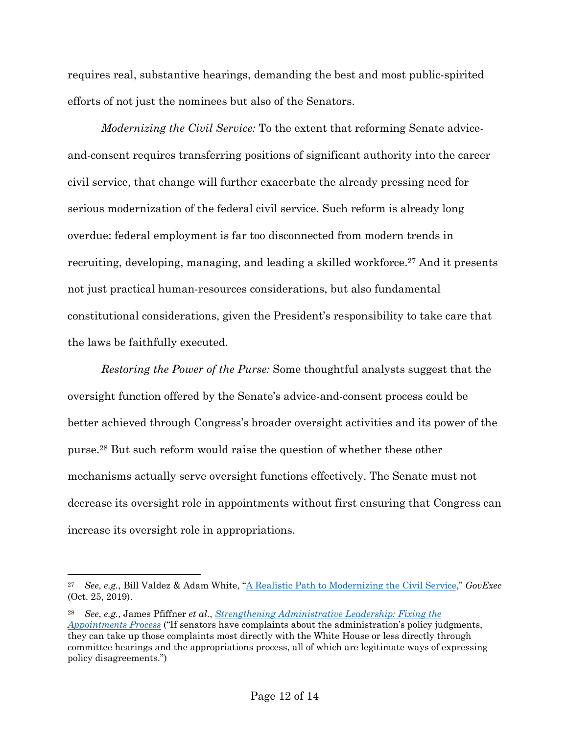requires real, substantive hearings, demanding the best and most public-spirited efforts of not just the nominees but also of the Senators.

*Modernizing the Civil Service:* To the extent that reforming Senate advice-and-consent requires transferring positions of significant authority into the career civil service, that change will further exacerbate the already pressing need for serious modernization of the federal civil service. Such reform is already long overdue: federal employment is far too disconnected from modern trends in recruiting, developing, managing, and leading a skilled workforce.[27] And it presents not just practical human-resources considerations, but also fundamental constitutional considerations, given the President's responsibility to take care that the laws be faithfully executed.

*Restoring the Power of the Purse:* Some thoughtful analysts suggest that the oversight function offered by the Senate's advice-and-consent process could be better achieved through Congress's broader oversight activities and its power of the purse.[28] But such reform would raise the question of whether these other mechanisms actually serve oversight functions effectively. The Senate must not decrease its oversight role in appointments without first ensuring that Congress can increase its oversight role in appropriations.

---

[27] *See*, *e.g.*, Bill Valdez & Adam White, "A Realistic Path to Modernizing the Civil Service," *GovExec* (Oct. 25, 2019).

[28] *See*, *e.g.*, James Pfiffner *et al.*, *Strengthening Administrative Leadership: Fixing the Appointments Process* ("If senators have complaints about the administration's policy judgments, they can take up those complaints most directly with the White House or less directly through committee hearings and the appropriations process, all of which are legitimate ways of expressing policy disagreements.")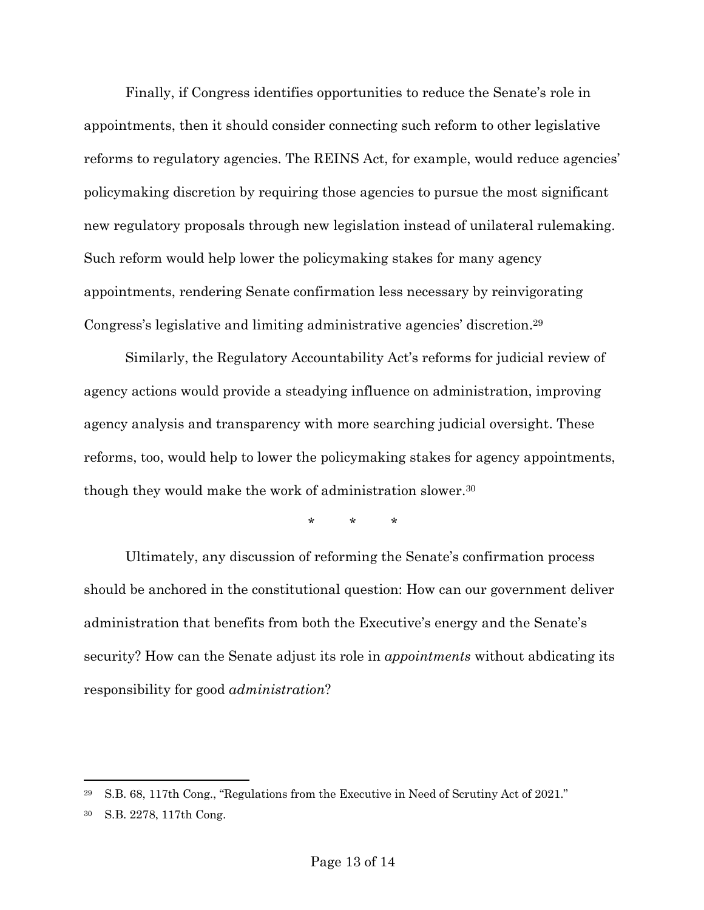Finally, if Congress identifies opportunities to reduce the Senate's role in appointments, then it should consider connecting such reform to other legislative reforms to regulatory agencies. The REINS Act, for example, would reduce agencies' policymaking discretion by requiring those agencies to pursue the most significant new regulatory proposals through new legislation instead of unilateral rulemaking. Such reform would help lower the policymaking stakes for many agency appointments, rendering Senate confirmation less necessary by reinvigorating Congress's legislative and limiting administrative agencies' discretion.[29]

Similarly, the Regulatory Accountability Act's reforms for judicial review of agency actions would provide a steadying influence on administration, improving agency analysis and transparency with more searching judicial oversight. These reforms, too, would help to lower the policymaking stakes for agency appointments, though they would make the work of administration slower.[30]

\* \* \*

Ultimately, any discussion of reforming the Senate's confirmation process should be anchored in the constitutional question: How can our government deliver administration that benefits from both the Executive's energy and the Senate's security? How can the Senate adjust its role in *appointments* without abdicating its responsibility for good *administration*?

---

[29] S.B. 68, 117th Cong., "Regulations from the Executive in Need of Scrutiny Act of 2021."

[30] S.B. 2278, 117th Cong.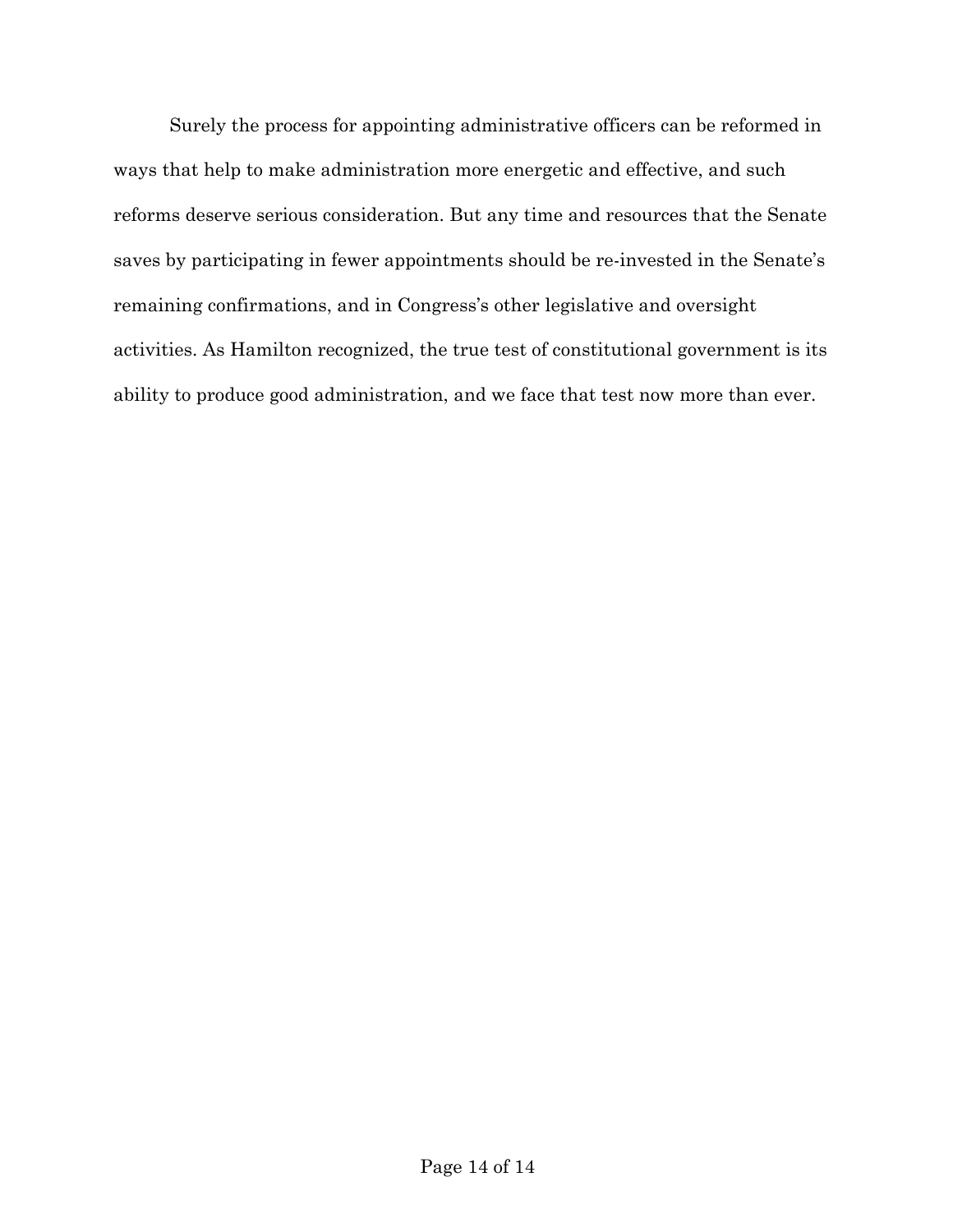Surely the process for appointing administrative officers can be reformed in ways that help to make administration more energetic and effective, and such reforms deserve serious consideration. But any time and resources that the Senate saves by participating in fewer appointments should be re-invested in the Senate's remaining confirmations, and in Congress's other legislative and oversight activities. As Hamilton recognized, the true test of constitutional government is its ability to produce good administration, and we face that test now more than ever.